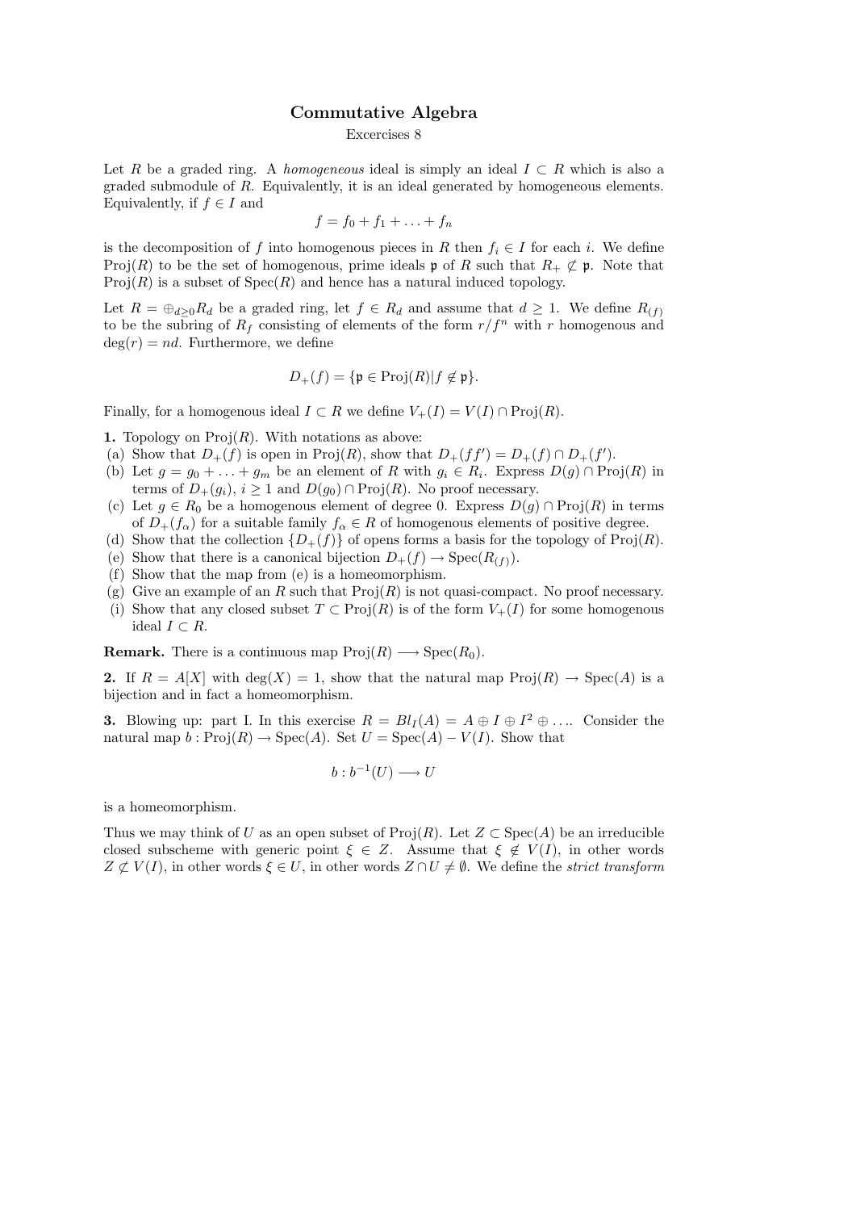# Commutative Algebra

Excercises 8

Let $R$ be a graded ring. A *homogeneous* ideal is simply an ideal $I \subset R$ which is also a graded submodule of $R$. Equivalently, it is an ideal generated by homogeneous elements. Equivalently, if $f \in I$ and

$$f = f_0 + f_1 + \ldots + f_n$$

is the decomposition of $f$ into homogenous pieces in $R$ then $f_i \in I$ for each $i$. We define $\mathrm{Proj}(R)$ to be the set of homogenous, prime ideals $\mathfrak{p}$ of $R$ such that $R_+ \not\subset \mathfrak{p}$. Note that $\mathrm{Proj}(R)$ is a subset of $\mathrm{Spec}(R)$ and hence has a natural induced topology.

Let $R = \oplus_{d \geq 0} R_d$ be a graded ring, let $f \in R_d$ and assume that $d \geq 1$. We define $R_{(f)}$ to be the subring of $R_f$ consisting of elements of the form $r/f^n$ with $r$ homogenous and $\deg(r) = nd$. Furthermore, we define

$$D_+(f) = \{\mathfrak{p} \in \mathrm{Proj}(R) | f \notin \mathfrak{p}\}.$$

Finally, for a homogenous ideal $I \subset R$ we define $V_+(I) = V(I) \cap \mathrm{Proj}(R)$.

**1.** Topology on $\mathrm{Proj}(R)$. With notations as above:

(a) Show that $D_+(f)$ is open in $\mathrm{Proj}(R)$, show that $D_+(ff') = D_+(f) \cap D_+(f')$.

(b) Let $g = g_0 + \ldots + g_m$ be an element of $R$ with $g_i \in R_i$. Express $D(g) \cap \mathrm{Proj}(R)$ in terms of $D_+(g_i)$, $i \geq 1$ and $D(g_0) \cap \mathrm{Proj}(R)$. No proof necessary.

(c) Let $g \in R_0$ be a homogenous element of degree 0. Express $D(g) \cap \mathrm{Proj}(R)$ in terms of $D_+(f_\alpha)$ for a suitable family $f_\alpha \in R$ of homogenous elements of positive degree.

(d) Show that the collection $\{D_+(f)\}$ of opens forms a basis for the topology of $\mathrm{Proj}(R)$.

(e) Show that there is a canonical bijection $D_+(f) \to \mathrm{Spec}(R_{(f)})$.

(f) Show that the map from (e) is a homeomorphism.

(g) Give an example of an $R$ such that $\mathrm{Proj}(R)$ is not quasi-compact. No proof necessary.

(i) Show that any closed subset $T \subset \mathrm{Proj}(R)$ is of the form $V_+(I)$ for some homogenous ideal $I \subset R$.

**Remark.** There is a continuous map $\mathrm{Proj}(R) \longrightarrow \mathrm{Spec}(R_0)$.

**2.** If $R = A[X]$ with $\deg(X) = 1$, show that the natural map $\mathrm{Proj}(R) \to \mathrm{Spec}(A)$ is a bijection and in fact a homeomorphism.

**3.** Blowing up: part I. In this exercise $R = Bl_I(A) = A \oplus I \oplus I^2 \oplus \ldots$. Consider the natural map $b : \mathrm{Proj}(R) \to \mathrm{Spec}(A)$. Set $U = \mathrm{Spec}(A) - V(I)$. Show that

$$b : b^{-1}(U) \longrightarrow U$$

is a homeomorphism.

Thus we may think of $U$ as an open subset of $\mathrm{Proj}(R)$. Let $Z \subset \mathrm{Spec}(A)$ be an irreducible closed subscheme with generic point $\xi \in Z$. Assume that $\xi \notin V(I)$, in other words $Z \not\subset V(I)$, in other words $\xi \in U$, in other words $Z \cap U \neq \emptyset$. We define the *strict transform*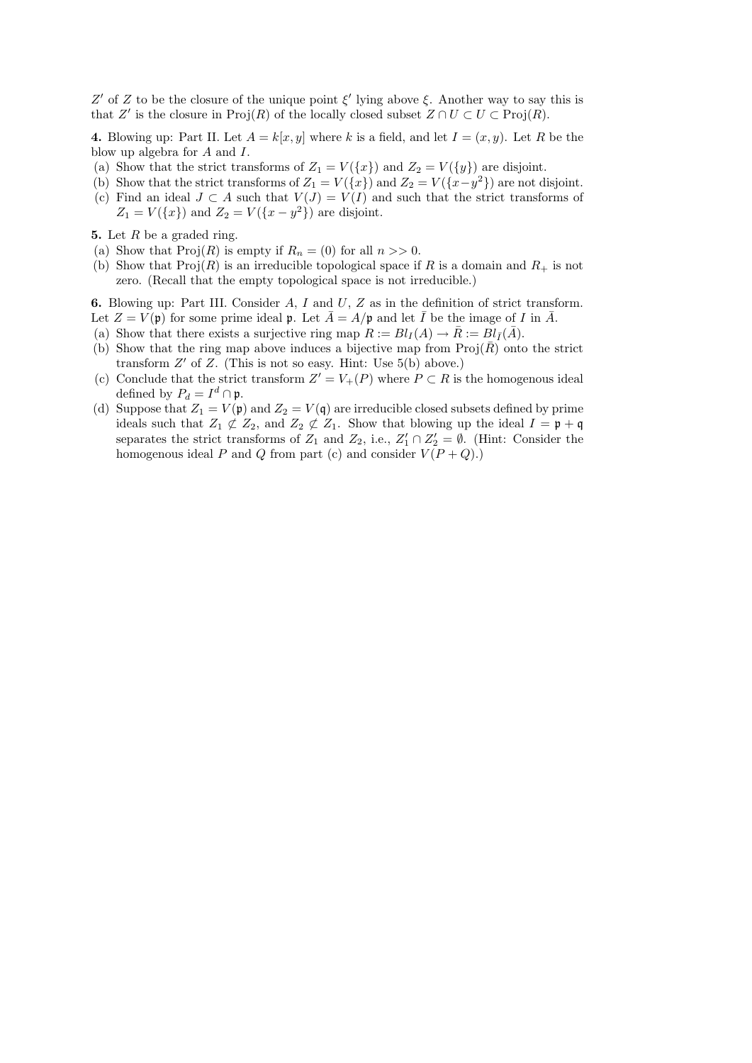$Z'$ of $Z$ to be the closure of the unique point $\xi'$ lying above $\xi$. Another way to say this is that $Z'$ is the closure in $\text{Proj}(R)$ of the locally closed subset $Z \cap U \subset U \subset \text{Proj}(R)$.

**4.** Blowing up: Part II. Let $A = k[x, y]$ where $k$ is a field, and let $I = (x, y)$. Let $R$ be the blow up algebra for $A$ and $I$.

(a) Show that the strict transforms of $Z_1 = V(\{x\})$ and $Z_2 = V(\{y\})$ are disjoint.

(b) Show that the strict transforms of $Z_1 = V(\{x\})$ and $Z_2 = V(\{x-y^2\})$ are not disjoint.

(c) Find an ideal $J \subset A$ such that $V(J) = V(I)$ and such that the strict transforms of $Z_1 = V(\{x\})$ and $Z_2 = V(\{x - y^2\})$ are disjoint.

**5.** Let $R$ be a graded ring.

(a) Show that $\text{Proj}(R)$ is empty if $R_n = (0)$ for all $n >> 0$.

(b) Show that $\text{Proj}(R)$ is an irreducible topological space if $R$ is a domain and $R_+$ is not zero. (Recall that the empty topological space is not irreducible.)

**6.** Blowing up: Part III. Consider $A$, $I$ and $U$, $Z$ as in the definition of strict transform. Let $Z = V(\mathfrak{p})$ for some prime ideal $\mathfrak{p}$. Let $\bar{A} = A/\mathfrak{p}$ and let $\bar{I}$ be the image of $I$ in $\bar{A}$.

(a) Show that there exists a surjective ring map $R := Bl_I(A) \to \bar{R} := Bl_{\bar{I}}(\bar{A})$.

(b) Show that the ring map above induces a bijective map from $\text{Proj}(\bar{R})$ onto the strict transform $Z'$ of $Z$. (This is not so easy. Hint: Use 5(b) above.)

(c) Conclude that the strict transform $Z' = V_+(P)$ where $P \subset R$ is the homogenous ideal defined by $P_d = I^d \cap \mathfrak{p}$.

(d) Suppose that $Z_1 = V(\mathfrak{p})$ and $Z_2 = V(\mathfrak{q})$ are irreducible closed subsets defined by prime ideals such that $Z_1 \not\subset Z_2$, and $Z_2 \not\subset Z_1$. Show that blowing up the ideal $I = \mathfrak{p} + \mathfrak{q}$ separates the strict transforms of $Z_1$ and $Z_2$, i.e., $Z_1' \cap Z_2' = \emptyset$. (Hint: Consider the homogenous ideal $P$ and $Q$ from part (c) and consider $V(P + Q)$.)